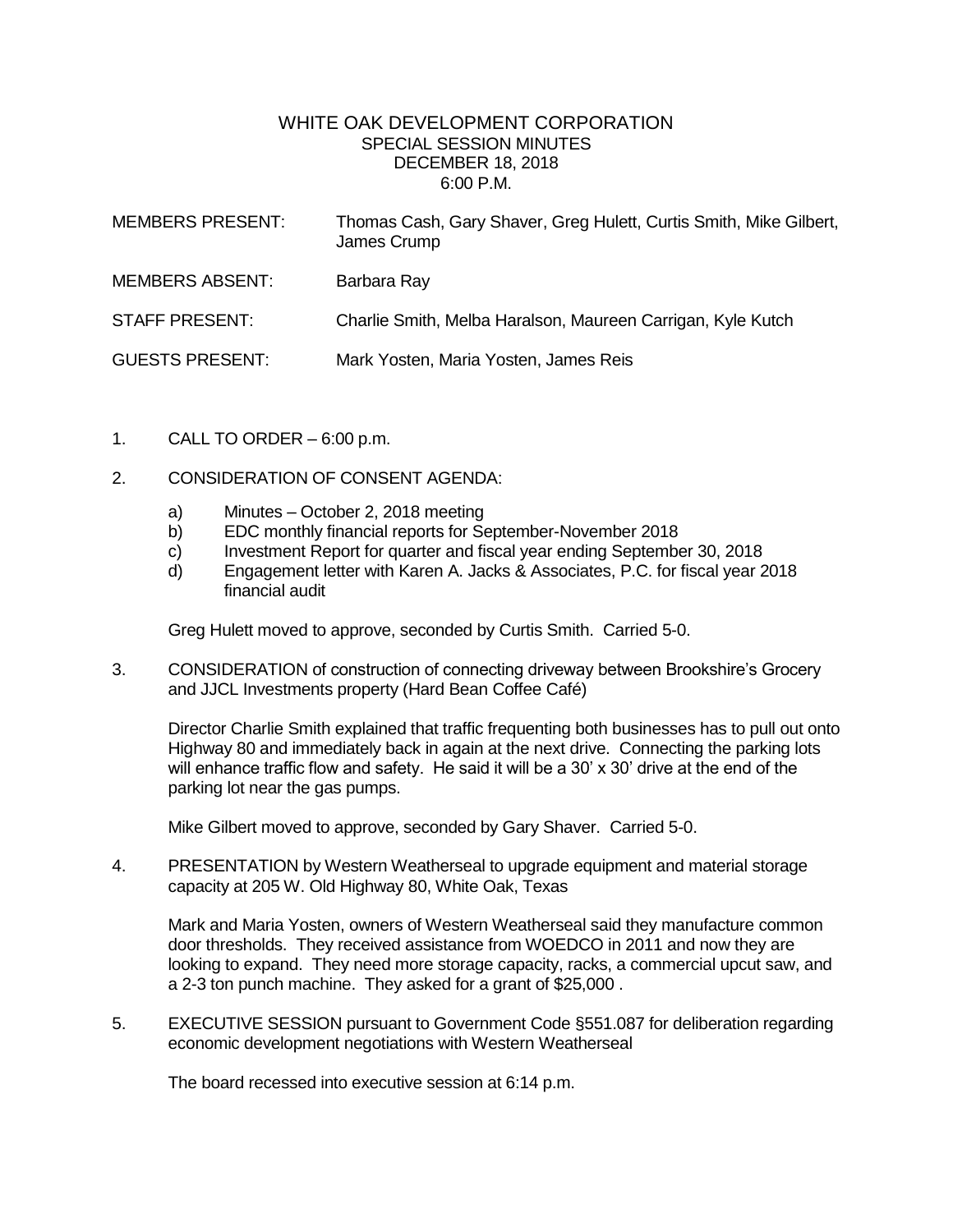# WHITE OAK DEVELOPMENT CORPORATION
## SPECIAL SESSION MINUTES
### DECEMBER 18, 2018
### 6:00 P.M.

MEMBERS PRESENT: Thomas Cash, Gary Shaver, Greg Hulett, Curtis Smith, Mike Gilbert, James Crump

MEMBERS ABSENT: Barbara Ray

STAFF PRESENT: Charlie Smith, Melba Haralson, Maureen Carrigan, Kyle Kutch

GUESTS PRESENT: Mark Yosten, Maria Yosten, James Reis

1. CALL TO ORDER – 6:00 p.m.

2. CONSIDERATION OF CONSENT AGENDA:

   a) Minutes – October 2, 2018 meeting
   b) EDC monthly financial reports for September-November 2018
   c) Investment Report for quarter and fiscal year ending September 30, 2018
   d) Engagement letter with Karen A. Jacks & Associates, P.C. for fiscal year 2018 financial audit

   Greg Hulett moved to approve, seconded by Curtis Smith. Carried 5-0.

3. CONSIDERATION of construction of connecting driveway between Brookshire's Grocery and JJCL Investments property (Hard Bean Coffee Café)

   Director Charlie Smith explained that traffic frequenting both businesses has to pull out onto Highway 80 and immediately back in again at the next drive. Connecting the parking lots will enhance traffic flow and safety. He said it will be a 30' x 30' drive at the end of the parking lot near the gas pumps.

   Mike Gilbert moved to approve, seconded by Gary Shaver. Carried 5-0.

4. PRESENTATION by Western Weatherseal to upgrade equipment and material storage capacity at 205 W. Old Highway 80, White Oak, Texas

   Mark and Maria Yosten, owners of Western Weatherseal said they manufacture common door thresholds. They received assistance from WOEDCO in 2011 and now they are looking to expand. They need more storage capacity, racks, a commercial upcut saw, and a 2-3 ton punch machine. They asked for a grant of $25,000 .

5. EXECUTIVE SESSION pursuant to Government Code §551.087 for deliberation regarding economic development negotiations with Western Weatherseal

   The board recessed into executive session at 6:14 p.m.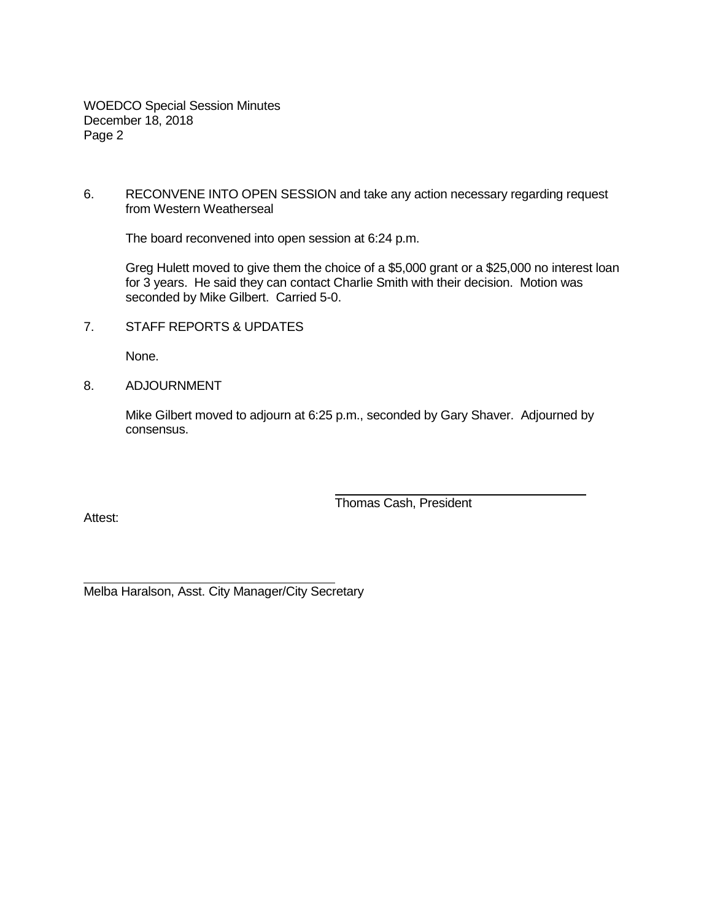6. RECONVENE INTO OPEN SESSION and take any action necessary regarding request from Western Weatherseal

   The board reconvened into open session at 6:24 p.m.

   Greg Hulett moved to give them the choice of a $5,000 grant or a $25,000 no interest loan for 3 years. He said they can contact Charlie Smith with their decision. Motion was seconded by Mike Gilbert. Carried 5-0.

7. STAFF REPORTS & UPDATES

   None.

8. ADJOURNMENT

   Mike Gilbert moved to adjourn at 6:25 p.m., seconded by Gary Shaver. Adjourned by consensus.

Thomas Cash, President

Attest:

Melba Haralson, Asst. City Manager/City Secretary